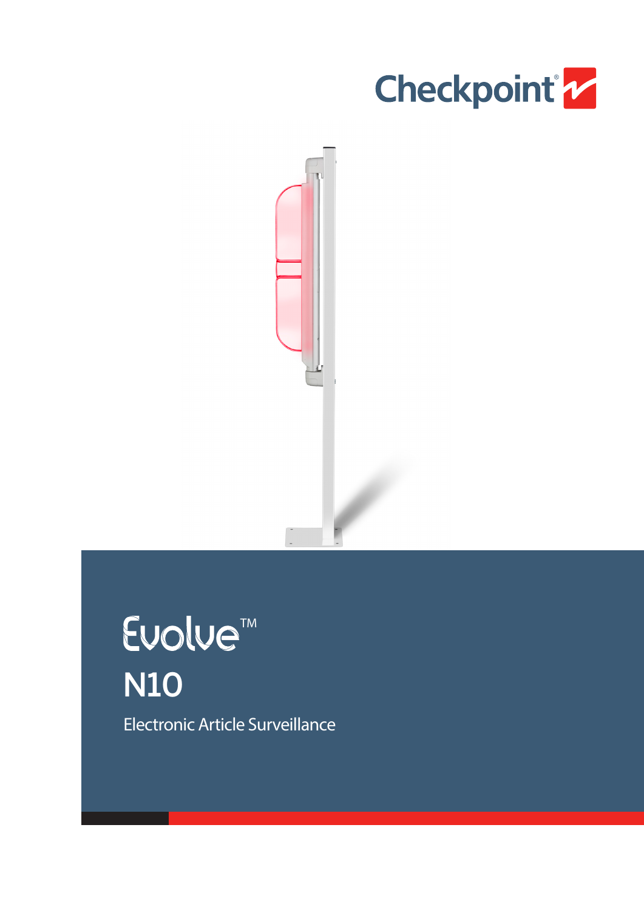Checkpoint®

# Evolve™

## N10

Electronic Article Surveillance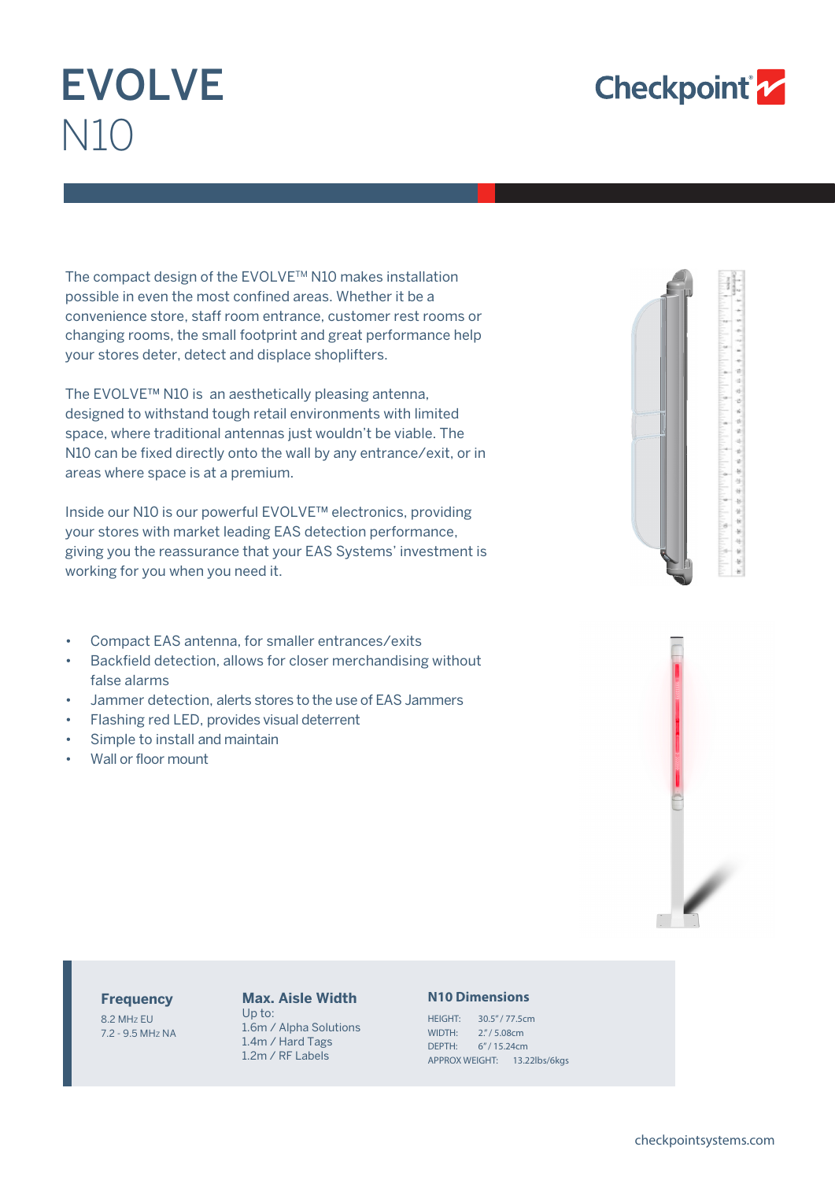# EVOLVE

## N10

The compact design of the EVOLVE™ N10 makes installation possible in even the most confined areas. Whether it be a convenience store, staff room entrance, customer rest rooms or changing rooms, the small footprint and great performance help your stores deter, detect and displace shoplifters.

The EVOLVE™ N10 is an aesthetically pleasing antenna, designed to withstand tough retail environments with limited space, where traditional antennas just wouldn't be viable. The N10 can be fixed directly onto the wall by any entrance/exit, or in areas where space is at a premium.

Inside our N10 is our powerful EVOLVE™ electronics, providing your stores with market leading EAS detection performance, giving you the reassurance that your EAS Systems' investment is working for you when you need it.

- Compact EAS antenna, for smaller entrances/exits
- Backfield detection, allows for closer merchandising without false alarms
- Jammer detection, alerts stores to the use of EAS Jammers
- Flashing red LED, provides visual deterrent
- Simple to install and maintain
- Wall or floor mount

**Frequency**

8.2 MHz EU
7.2 - 9.5 MHz NA

**Max. Aisle Width**

Up to:
1.6m / Alpha Solutions
1.4m / Hard Tags
1.2m / RF Labels

**N10 Dimensions**

| | |
|---|---|
| HEIGHT: | 30.5"/ 77.5cm |
| WIDTH: | 2"/ 5.08cm |
| DEPTH: | 6"/ 15.24cm |
| APPROX WEIGHT: | 13.22lbs/6kgs |

checkpointsystems.com